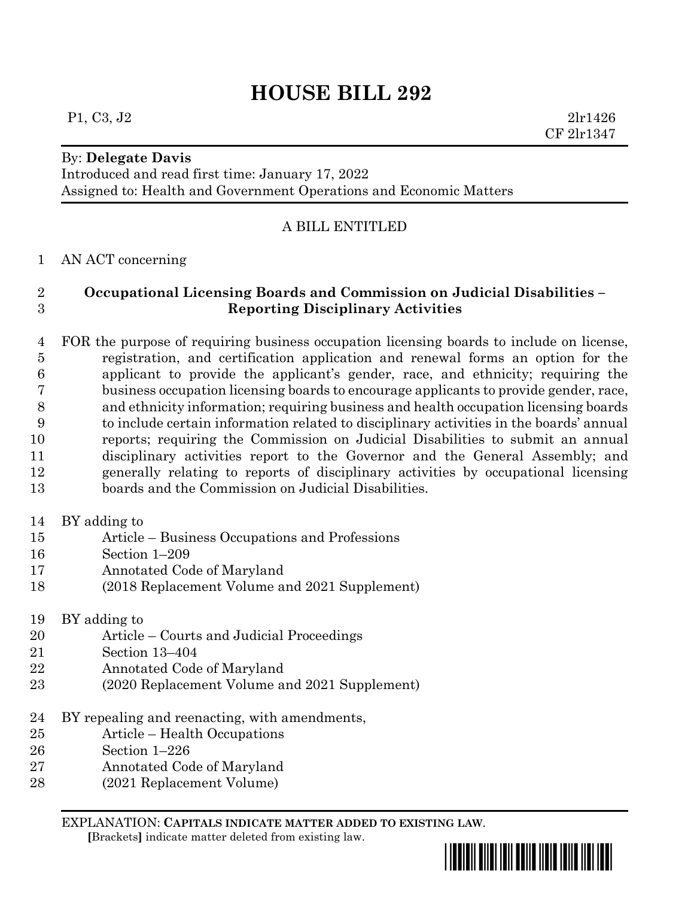# HOUSE BILL 292

P1, C3, J2 2lr1426
CF 2lr1347

By: **Delegate Davis**
Introduced and read first time: January 17, 2022
Assigned to: Health and Government Operations and Economic Matters

A BILL ENTITLED

1 AN ACT concerning

2 **Occupational Licensing Boards and Commission on Judicial Disabilities –**
3 **Reporting Disciplinary Activities**

4 FOR the purpose of requiring business occupation licensing boards to include on license,
5 registration, and certification application and renewal forms an option for the
6 applicant to provide the applicant's gender, race, and ethnicity; requiring the
7 business occupation licensing boards to encourage applicants to provide gender, race,
8 and ethnicity information; requiring business and health occupation licensing boards
9 to include certain information related to disciplinary activities in the boards' annual
10 reports; requiring the Commission on Judicial Disabilities to submit an annual
11 disciplinary activities report to the Governor and the General Assembly; and
12 generally relating to reports of disciplinary activities by occupational licensing
13 boards and the Commission on Judicial Disabilities.

14 BY adding to
15 Article – Business Occupations and Professions
16 Section 1–209
17 Annotated Code of Maryland
18 (2018 Replacement Volume and 2021 Supplement)

19 BY adding to
20 Article – Courts and Judicial Proceedings
21 Section 13–404
22 Annotated Code of Maryland
23 (2020 Replacement Volume and 2021 Supplement)

24 BY repealing and reenacting, with amendments,
25 Article – Health Occupations
26 Section 1–226
27 Annotated Code of Maryland
28 (2021 Replacement Volume)

EXPLANATION: **CAPITALS INDICATE MATTER ADDED TO EXISTING LAW**.
[Brackets] indicate matter deleted from existing law.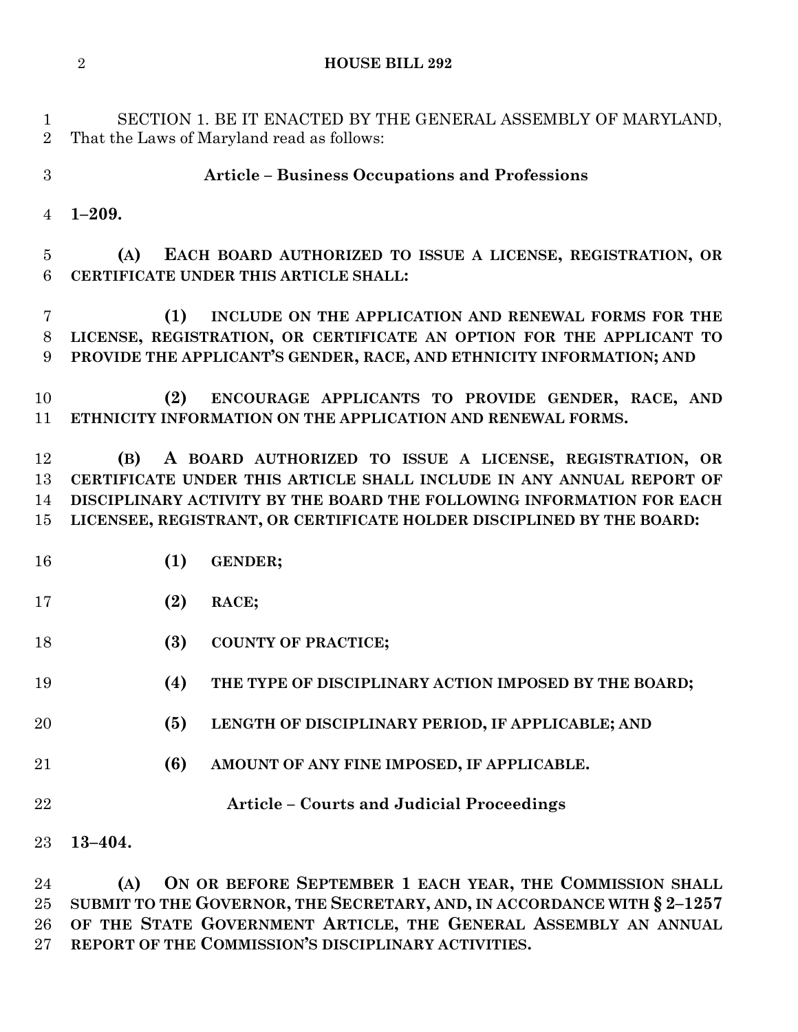SECTION 1. BE IT ENACTED BY THE GENERAL ASSEMBLY OF MARYLAND, That the Laws of Maryland read as follows:

**Article – Business Occupations and Professions**

**1–209.**

**(A) EACH BOARD AUTHORIZED TO ISSUE A LICENSE, REGISTRATION, OR CERTIFICATE UNDER THIS ARTICLE SHALL:**

**(1) INCLUDE ON THE APPLICATION AND RENEWAL FORMS FOR THE LICENSE, REGISTRATION, OR CERTIFICATE AN OPTION FOR THE APPLICANT TO PROVIDE THE APPLICANT'S GENDER, RACE, AND ETHNICITY INFORMATION; AND**

**(2) ENCOURAGE APPLICANTS TO PROVIDE GENDER, RACE, AND ETHNICITY INFORMATION ON THE APPLICATION AND RENEWAL FORMS.**

**(B) A BOARD AUTHORIZED TO ISSUE A LICENSE, REGISTRATION, OR CERTIFICATE UNDER THIS ARTICLE SHALL INCLUDE IN ANY ANNUAL REPORT OF DISCIPLINARY ACTIVITY BY THE BOARD THE FOLLOWING INFORMATION FOR EACH LICENSEE, REGISTRANT, OR CERTIFICATE HOLDER DISCIPLINED BY THE BOARD:**

**(1) GENDER;**

**(2) RACE;**

**(3) COUNTY OF PRACTICE;**

**(4) THE TYPE OF DISCIPLINARY ACTION IMPOSED BY THE BOARD;**

**(5) LENGTH OF DISCIPLINARY PERIOD, IF APPLICABLE; AND**

**(6) AMOUNT OF ANY FINE IMPOSED, IF APPLICABLE.**

**Article – Courts and Judicial Proceedings**

**13–404.**

**(A) ON OR BEFORE SEPTEMBER 1 EACH YEAR, THE COMMISSION SHALL SUBMIT TO THE GOVERNOR, THE SECRETARY, AND, IN ACCORDANCE WITH § 2–1257 OF THE STATE GOVERNMENT ARTICLE, THE GENERAL ASSEMBLY AN ANNUAL REPORT OF THE COMMISSION'S DISCIPLINARY ACTIVITIES.**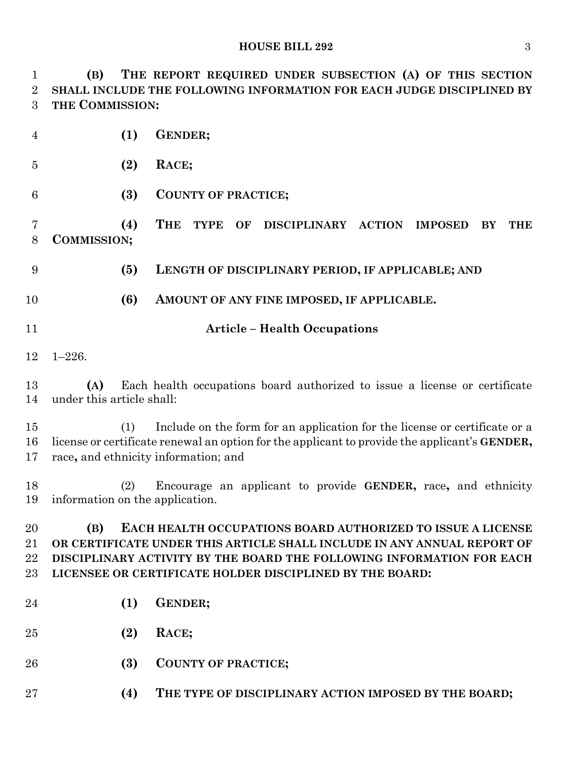**(B) THE REPORT REQUIRED UNDER SUBSECTION (A) OF THIS SECTION SHALL INCLUDE THE FOLLOWING INFORMATION FOR EACH JUDGE DISCIPLINED BY THE COMMISSION:**

**(1) GENDER;**

**(2) RACE;**

**(3) COUNTY OF PRACTICE;**

**(4) THE TYPE OF DISCIPLINARY ACTION IMPOSED BY THE COMMISSION;**

**(5) LENGTH OF DISCIPLINARY PERIOD, IF APPLICABLE; AND**

**(6) AMOUNT OF ANY FINE IMPOSED, IF APPLICABLE.**

**Article – Health Occupations**

1–226.

**(A)** Each health occupations board authorized to issue a license or certificate under this article shall:

(1) Include on the form for an application for the license or certificate or a license or certificate renewal an option for the applicant to provide the applicant's **GENDER,** race**,** and ethnicity information; and

(2) Encourage an applicant to provide **GENDER,** race**,** and ethnicity information on the application.

**(B) EACH HEALTH OCCUPATIONS BOARD AUTHORIZED TO ISSUE A LICENSE OR CERTIFICATE UNDER THIS ARTICLE SHALL INCLUDE IN ANY ANNUAL REPORT OF DISCIPLINARY ACTIVITY BY THE BOARD THE FOLLOWING INFORMATION FOR EACH LICENSEE OR CERTIFICATE HOLDER DISCIPLINED BY THE BOARD:**

**(1) GENDER;**

**(2) RACE;**

**(3) COUNTY OF PRACTICE;**

**(4) THE TYPE OF DISCIPLINARY ACTION IMPOSED BY THE BOARD;**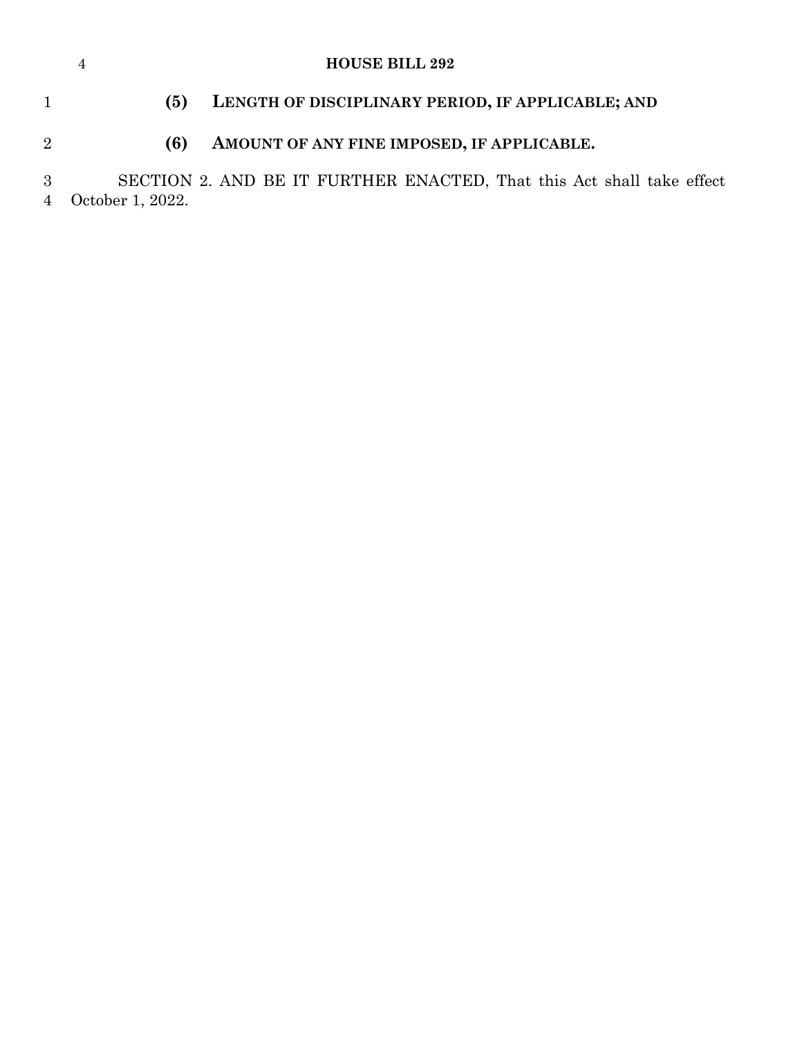**(5) LENGTH OF DISCIPLINARY PERIOD, IF APPLICABLE; AND**

**(6) AMOUNT OF ANY FINE IMPOSED, IF APPLICABLE.**

SECTION 2. AND BE IT FURTHER ENACTED, That this Act shall take effect October 1, 2022.